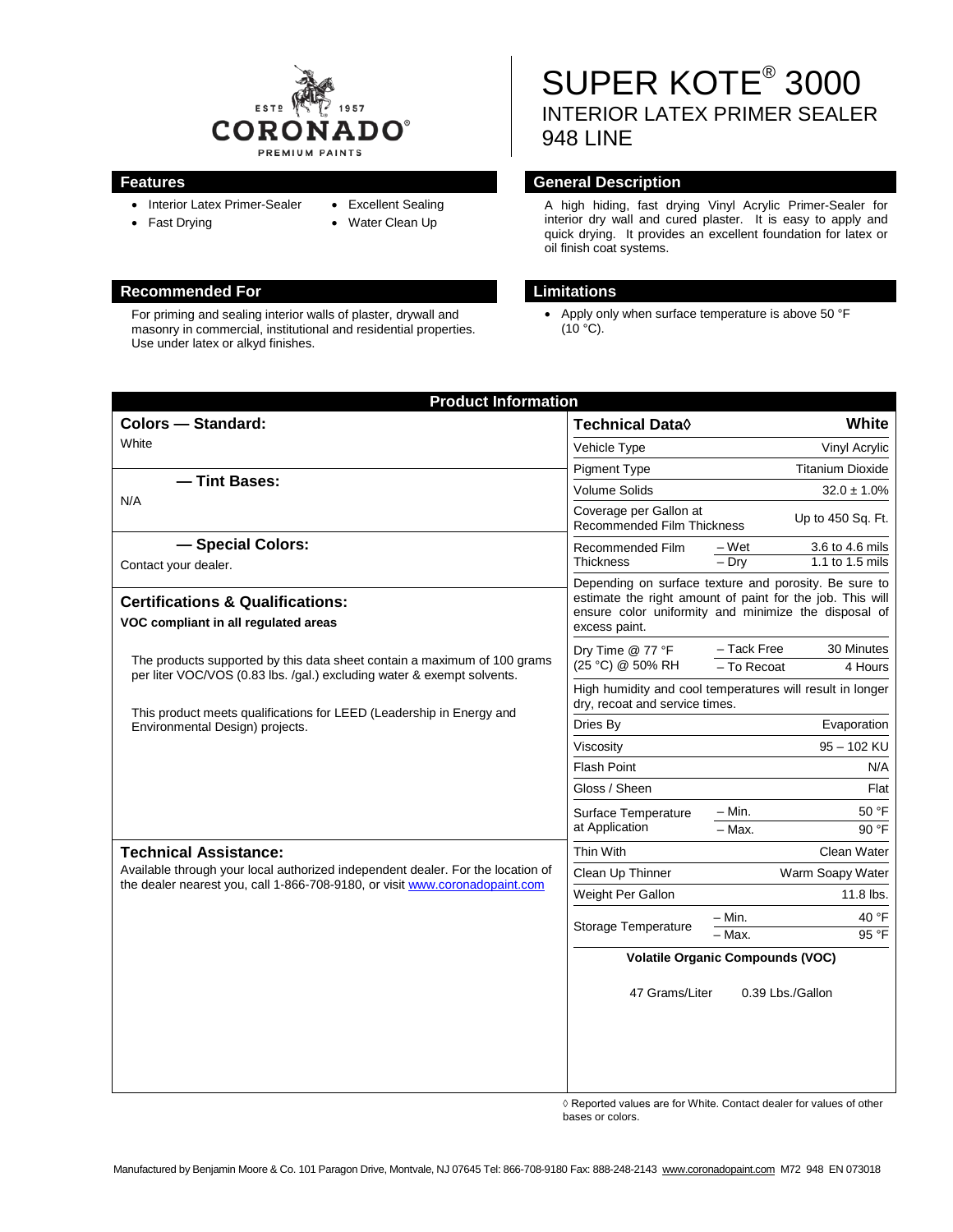CORONADO® PREMIUM PAINTS ESTD 1957

# SUPER KOTE® 3000
## INTERIOR LATEX PRIMER SEALER
## 948 LINE

### Features

- Interior Latex Primer-Sealer
- Fast Drying
- Excellent Sealing
- Water Clean Up

### General Description

A high hiding, fast drying Vinyl Acrylic Primer-Sealer for interior dry wall and cured plaster. It is easy to apply and quick drying. It provides an excellent foundation for latex or oil finish coat systems.

### Recommended For

For priming and sealing interior walls of plaster, drywall and masonry in commercial, institutional and residential properties. Use under latex or alkyd finishes.

### Limitations

- Apply only when surface temperature is above 50 °F (10 °C).

## Product Information

### Colors — Standard:

White

### — Tint Bases:

N/A

### — Special Colors:

Contact your dealer.

### Certifications & Qualifications:

**VOC compliant in all regulated areas**

The products supported by this data sheet contain a maximum of 100 grams per liter VOC/VOS (0.83 lbs. /gal.) excluding water & exempt solvents.

This product meets qualifications for LEED (Leadership in Energy and Environmental Design) projects.

### Technical Assistance:

Available through your local authorized independent dealer. For the location of the dealer nearest you, call 1-866-708-9180, or visit www.coronadopaint.com

| Technical Data◊ | | White |
|---|---|---|
| Vehicle Type | | Vinyl Acrylic |
| Pigment Type | | Titanium Dioxide |
| Volume Solids | | 32.0 ± 1.0% |
| Coverage per Gallon at Recommended Film Thickness | | Up to 450 Sq. Ft. |
| Recommended Film Thickness | – Wet | 3.6 to 4.6 mils |
| | – Dry | 1.1 to 1.5 mils |
| Depending on surface texture and porosity. Be sure to estimate the right amount of paint for the job. This will ensure color uniformity and minimize the disposal of excess paint. | | |
| Dry Time @ 77 °F (25 °C) @ 50% RH | – Tack Free | 30 Minutes |
| | – To Recoat | 4 Hours |
| High humidity and cool temperatures will result in longer dry, recoat and service times. | | |
| Dries By | | Evaporation |
| Viscosity | | 95 – 102 KU |
| Flash Point | | N/A |
| Gloss / Sheen | | Flat |
| Surface Temperature at Application | – Min. | 50 °F |
| | – Max. | 90 °F |
| Thin With | | Clean Water |
| Clean Up Thinner | | Warm Soapy Water |
| Weight Per Gallon | | 11.8 lbs. |
| Storage Temperature | – Min. | 40 °F |
| | – Max. | 95 °F |

**Volatile Organic Compounds (VOC)**

47 Grams/Liter 0.39 Lbs./Gallon

◊ Reported values are for White. Contact dealer for values of other bases or colors.

Manufactured by Benjamin Moore & Co. 101 Paragon Drive, Montvale, NJ 07645 Tel: 866-708-9180 Fax: 888-248-2143 www.coronadopaint.com M72 948 EN 073018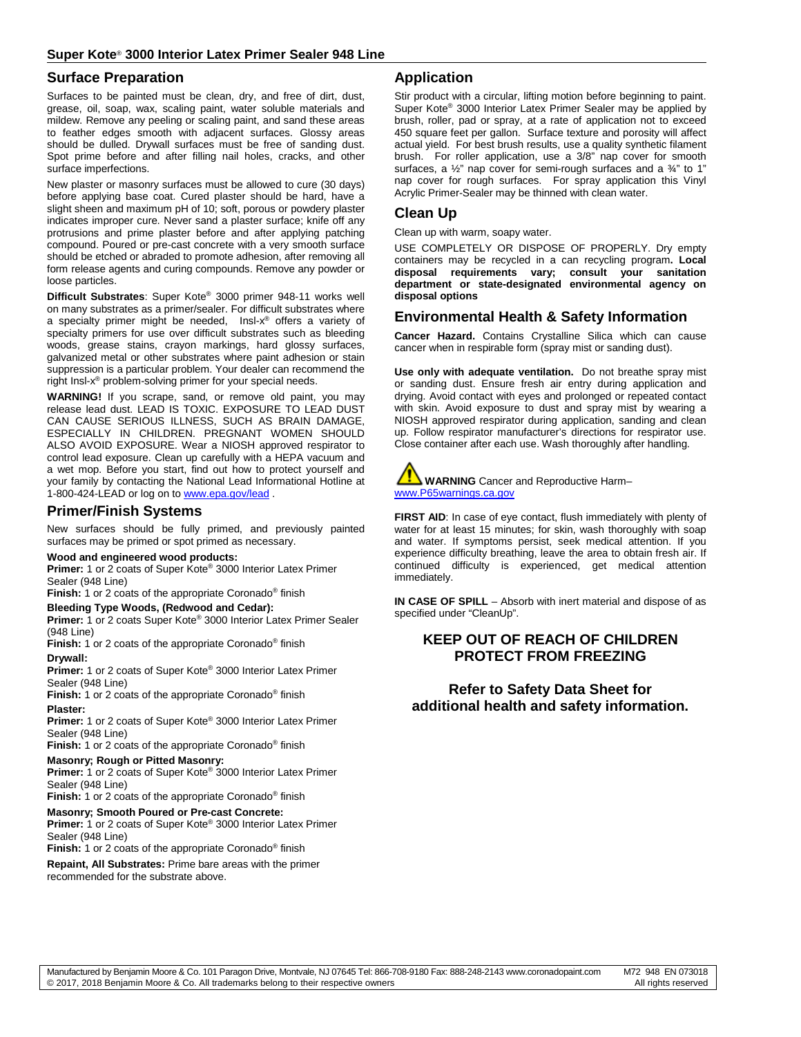## Surface Preparation

Surfaces to be painted must be clean, dry, and free of dirt, dust, grease, oil, soap, wax, scaling paint, water soluble materials and mildew. Remove any peeling or scaling paint, and sand these areas to feather edges smooth with adjacent surfaces. Glossy areas should be dulled. Drywall surfaces must be free of sanding dust. Spot prime before and after filling nail holes, cracks, and other surface imperfections.

New plaster or masonry surfaces must be allowed to cure (30 days) before applying base coat. Cured plaster should be hard, have a slight sheen and maximum pH of 10; soft, porous or powdery plaster indicates improper cure. Never sand a plaster surface; knife off any protrusions and prime plaster before and after applying patching compound. Poured or pre-cast concrete with a very smooth surface should be etched or abraded to promote adhesion, after removing all form release agents and curing compounds. Remove any powder or loose particles.

**Difficult Substrates**: Super Kote® 3000 primer 948-11 works well on many substrates as a primer/sealer. For difficult substrates where a specialty primer might be needed, Insl-x® offers a variety of specialty primers for use over difficult substrates such as bleeding woods, grease stains, crayon markings, hard glossy surfaces, galvanized metal or other substrates where paint adhesion or stain suppression is a particular problem. Your dealer can recommend the right Insl-x® problem-solving primer for your special needs.

**WARNING!** If you scrape, sand, or remove old paint, you may release lead dust. LEAD IS TOXIC. EXPOSURE TO LEAD DUST CAN CAUSE SERIOUS ILLNESS, SUCH AS BRAIN DAMAGE, ESPECIALLY IN CHILDREN. PREGNANT WOMEN SHOULD ALSO AVOID EXPOSURE. Wear a NIOSH approved respirator to control lead exposure. Clean up carefully with a HEPA vacuum and a wet mop. Before you start, find out how to protect yourself and your family by contacting the National Lead Informational Hotline at 1-800-424-LEAD or log on to www.epa.gov/lead .

## Primer/Finish Systems

New surfaces should be fully primed, and previously painted surfaces may be primed or spot primed as necessary.

**Wood and engineered wood products:**
**Primer:** 1 or 2 coats of Super Kote® 3000 Interior Latex Primer Sealer (948 Line)
**Finish:** 1 or 2 coats of the appropriate Coronado® finish

**Bleeding Type Woods, (Redwood and Cedar):**
**Primer:** 1 or 2 coats Super Kote® 3000 Interior Latex Primer Sealer (948 Line)
**Finish:** 1 or 2 coats of the appropriate Coronado® finish

**Drywall:**
**Primer:** 1 or 2 coats of Super Kote® 3000 Interior Latex Primer Sealer (948 Line)
**Finish:** 1 or 2 coats of the appropriate Coronado® finish

**Plaster:**
**Primer:** 1 or 2 coats of Super Kote® 3000 Interior Latex Primer Sealer (948 Line)
**Finish:** 1 or 2 coats of the appropriate Coronado® finish

**Masonry; Rough or Pitted Masonry:**
**Primer:** 1 or 2 coats of Super Kote® 3000 Interior Latex Primer Sealer (948 Line)
**Finish:** 1 or 2 coats of the appropriate Coronado® finish

**Masonry; Smooth Poured or Pre-cast Concrete:**
**Primer:** 1 or 2 coats of Super Kote® 3000 Interior Latex Primer Sealer (948 Line)
**Finish:** 1 or 2 coats of the appropriate Coronado® finish

**Repaint, All Substrates:** Prime bare areas with the primer recommended for the substrate above.

## Application

Stir product with a circular, lifting motion before beginning to paint. Super Kote® 3000 Interior Latex Primer Sealer may be applied by brush, roller, pad or spray, at a rate of application not to exceed 450 square feet per gallon. Surface texture and porosity will affect actual yield. For best brush results, use a quality synthetic filament brush. For roller application, use a 3/8" nap cover for smooth surfaces, a ½" nap cover for semi-rough surfaces and a ¾" to 1" nap cover for rough surfaces. For spray application this Vinyl Acrylic Primer-Sealer may be thinned with clean water.

## Clean Up

Clean up with warm, soapy water.

USE COMPLETELY OR DISPOSE OF PROPERLY. Dry empty containers may be recycled in a can recycling program**. Local disposal requirements vary; consult your sanitation department or state-designated environmental agency on disposal options**

## Environmental Health & Safety Information

**Cancer Hazard.** Contains Crystalline Silica which can cause cancer when in respirable form (spray mist or sanding dust).

**Use only with adequate ventilation.** Do not breathe spray mist or sanding dust. Ensure fresh air entry during application and drying. Avoid contact with eyes and prolonged or repeated contact with skin. Avoid exposure to dust and spray mist by wearing a NIOSH approved respirator during application, sanding and clean up. Follow respirator manufacturer's directions for respirator use. Close container after each use. Wash thoroughly after handling.

**WARNING** Cancer and Reproductive Harm– www.P65warnings.ca.gov

**FIRST AID**: In case of eye contact, flush immediately with plenty of water for at least 15 minutes; for skin, wash thoroughly with soap and water. If symptoms persist, seek medical attention. If you experience difficulty breathing, leave the area to obtain fresh air. If continued difficulty is experienced, get medical attention immediately.

**IN CASE OF SPILL** – Absorb with inert material and dispose of as specified under "CleanUp".

**KEEP OUT OF REACH OF CHILDREN**
**PROTECT FROM FREEZING**

**Refer to Safety Data Sheet for additional health and safety information.**

Manufactured by Benjamin Moore & Co. 101 Paragon Drive, Montvale, NJ 07645 Tel: 866-708-9180 Fax: 888-248-2143 www.coronadopaint.com M72 948 EN 073018
© 2017, 2018 Benjamin Moore & Co. All trademarks belong to their respective owners All rights reserved